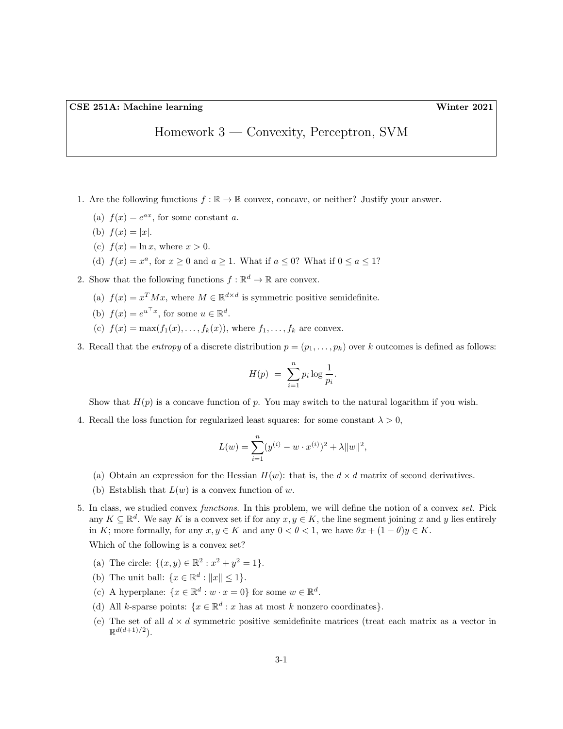**CSE 251A: Machine learning** **Winter 2021**

# Homework 3 — Convexity, Perceptron, SVM

1. Are the following functions $f : \mathbb{R} \to \mathbb{R}$ convex, concave, or neither? Justify your answer.

   (a) $f(x) = e^{ax}$, for some constant $a$.

   (b) $f(x) = |x|$.

   (c) $f(x) = \ln x$, where $x > 0$.

   (d) $f(x) = x^a$, for $x \geq 0$ and $a \geq 1$. What if $a \leq 0$? What if $0 \leq a \leq 1$?

2. Show that the following functions $f : \mathbb{R}^d \to \mathbb{R}$ are convex.

   (a) $f(x) = x^T M x$, where $M \in \mathbb{R}^{d \times d}$ is symmetric positive semidefinite.

   (b) $f(x) = e^{u^\top x}$, for some $u \in \mathbb{R}^d$.

   (c) $f(x) = \max(f_1(x), \ldots, f_k(x))$, where $f_1, \ldots, f_k$ are convex.

3. Recall that the *entropy* of a discrete distribution $p = (p_1, \ldots, p_k)$ over $k$ outcomes is defined as follows:

$$H(p) \;=\; \sum_{i=1}^{n} p_i \log \frac{1}{p_i}.$$

   Show that $H(p)$ is a concave function of $p$. You may switch to the natural logarithm if you wish.

4. Recall the loss function for regularized least squares: for some constant $\lambda > 0$,

$$L(w) = \sum_{i=1}^{n} (y^{(i)} - w \cdot x^{(i)})^2 + \lambda \|w\|^2,$$

   (a) Obtain an expression for the Hessian $H(w)$: that is, the $d \times d$ matrix of second derivatives.

   (b) Establish that $L(w)$ is a convex function of $w$.

5. In class, we studied convex *functions*. In this problem, we will define the notion of a convex *set*. Pick any $K \subseteq \mathbb{R}^d$. We say $K$ is a convex set if for any $x, y \in K$, the line segment joining $x$ and $y$ lies entirely in $K$; more formally, for any $x, y \in K$ and any $0 < \theta < 1$, we have $\theta x + (1 - \theta) y \in K$.

   Which of the following is a convex set?

   (a) The circle: $\{(x, y) \in \mathbb{R}^2 : x^2 + y^2 = 1\}$.

   (b) The unit ball: $\{x \in \mathbb{R}^d : \|x\| \leq 1\}$.

   (c) A hyperplane: $\{x \in \mathbb{R}^d : w \cdot x = 0\}$ for some $w \in \mathbb{R}^d$.

   (d) All $k$-sparse points: $\{x \in \mathbb{R}^d : x \text{ has at most } k \text{ nonzero coordinates}\}$.

   (e) The set of all $d \times d$ symmetric positive semidefinite matrices (treat each matrix as a vector in $\mathbb{R}^{d(d+1)/2}$).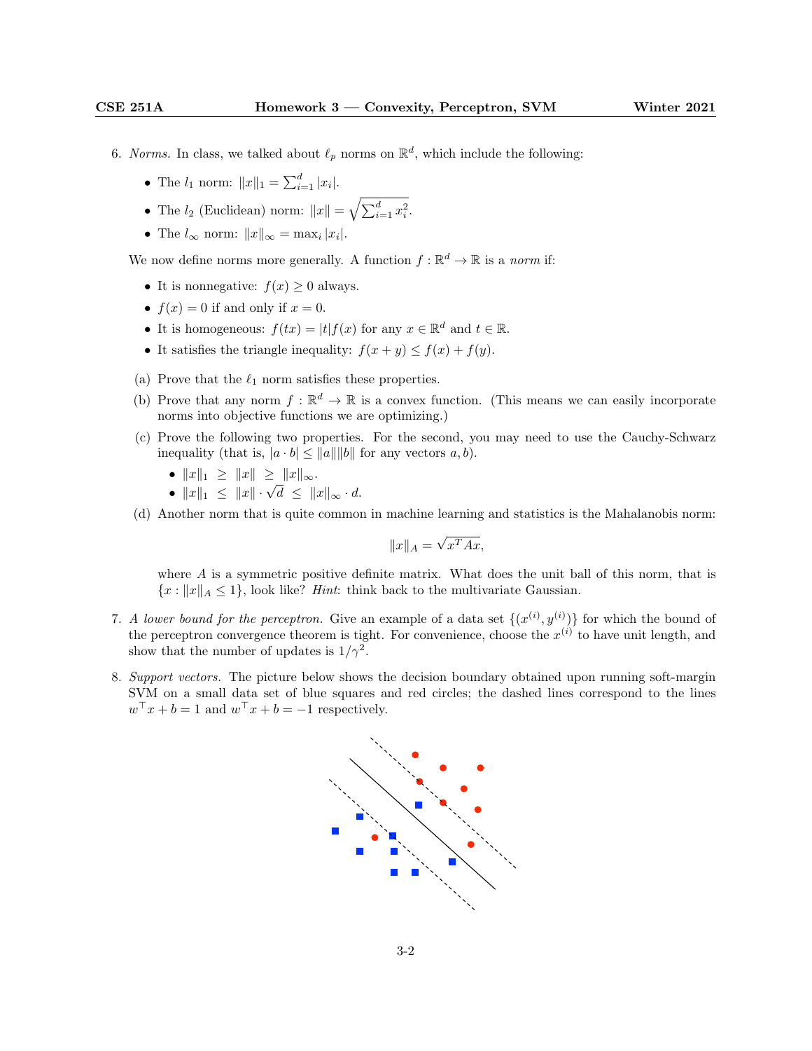6. *Norms.* In class, we talked about $\ell_p$ norms on $\mathbb{R}^d$, which include the following:

   - The $l_1$ norm: $\|x\|_1 = \sum_{i=1}^d |x_i|$.
   - The $l_2$ (Euclidean) norm: $\|x\| = \sqrt{\sum_{i=1}^d x_i^2}$.
   - The $l_\infty$ norm: $\|x\|_\infty = \max_i |x_i|$.

   We now define norms more generally. A function $f : \mathbb{R}^d \to \mathbb{R}$ is a *norm* if:

   - It is nonnegative: $f(x) \geq 0$ always.
   - $f(x) = 0$ if and only if $x = 0$.
   - It is homogeneous: $f(tx) = |t| f(x)$ for any $x \in \mathbb{R}^d$ and $t \in \mathbb{R}$.
   - It satisfies the triangle inequality: $f(x + y) \leq f(x) + f(y)$.

   (a) Prove that the $\ell_1$ norm satisfies these properties.

   (b) Prove that any norm $f : \mathbb{R}^d \to \mathbb{R}$ is a convex function. (This means we can easily incorporate norms into objective functions we are optimizing.)

   (c) Prove the following two properties. For the second, you may need to use the Cauchy-Schwarz inequality (that is, $|a \cdot b| \leq \|a\|\|b\|$ for any vectors $a, b$).

   - $\|x\|_1 \;\geq\; \|x\| \;\geq\; \|x\|_\infty$.
   - $\|x\|_1 \;\leq\; \|x\| \cdot \sqrt{d} \;\leq\; \|x\|_\infty \cdot d$.

   (d) Another norm that is quite common in machine learning and statistics is the Mahalanobis norm:

   $$\|x\|_A = \sqrt{x^T A x},$$

   where $A$ is a symmetric positive definite matrix. What does the unit ball of this norm, that is $\{x : \|x\|_A \leq 1\}$, look like? *Hint*: think back to the multivariate Gaussian.

7. *A lower bound for the perceptron.* Give an example of a data set $\{(x^{(i)}, y^{(i)})\}$ for which the bound of the perceptron convergence theorem is tight. For convenience, choose the $x^{(i)}$ to have unit length, and show that the number of updates is $1/\gamma^2$.

8. *Support vectors.* The picture below shows the decision boundary obtained upon running soft-margin SVM on a small data set of blue squares and red circles; the dashed lines correspond to the lines $w^\top x + b = 1$ and $w^\top x + b = -1$ respectively.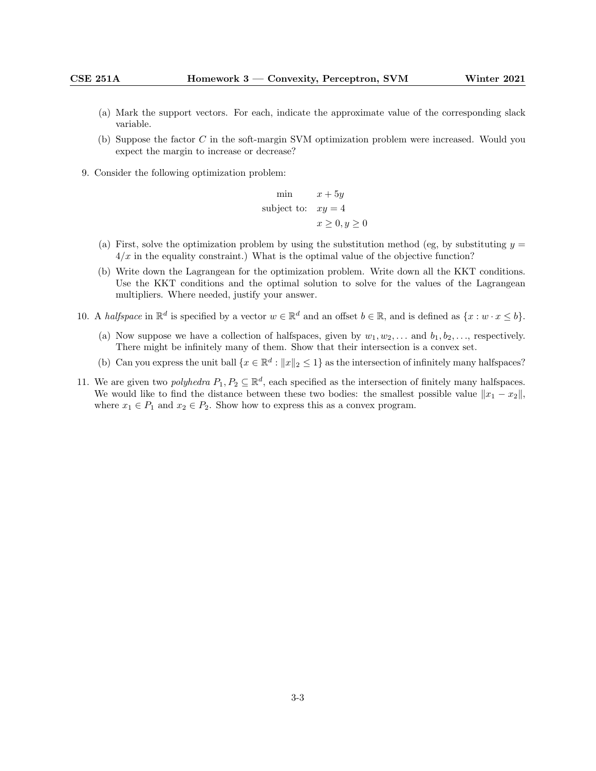(a) Mark the support vectors. For each, indicate the approximate value of the corresponding slack variable.

(b) Suppose the factor $C$ in the soft-margin SVM optimization problem were increased. Would you expect the margin to increase or decrease?

9. Consider the following optimization problem:

$$
\begin{aligned}
\min \quad & x + 5y \\
\text{subject to:} \quad & xy = 4 \\
& x \geq 0, y \geq 0
\end{aligned}
$$

(a) First, solve the optimization problem by using the substitution method (eg, by substituting $y = 4/x$ in the equality constraint.) What is the optimal value of the objective function?

(b) Write down the Lagrangean for the optimization problem. Write down all the KKT conditions. Use the KKT conditions and the optimal solution to solve for the values of the Lagrangean multipliers. Where needed, justify your answer.

10. A *halfspace* in $\mathbb{R}^d$ is specified by a vector $w \in \mathbb{R}^d$ and an offset $b \in \mathbb{R}$, and is defined as $\{x : w \cdot x \leq b\}$.

(a) Now suppose we have a collection of halfspaces, given by $w_1, w_2, \ldots$ and $b_1, b_2, \ldots$, respectively. There might be infinitely many of them. Show that their intersection is a convex set.

(b) Can you express the unit ball $\{x \in \mathbb{R}^d : \|x\|_2 \leq 1\}$ as the intersection of infinitely many halfspaces?

11. We are given two *polyhedra* $P_1, P_2 \subseteq \mathbb{R}^d$, each specified as the intersection of finitely many halfspaces. We would like to find the distance between these two bodies: the smallest possible value $\|x_1 - x_2\|$, where $x_1 \in P_1$ and $x_2 \in P_2$. Show how to express this as a convex program.